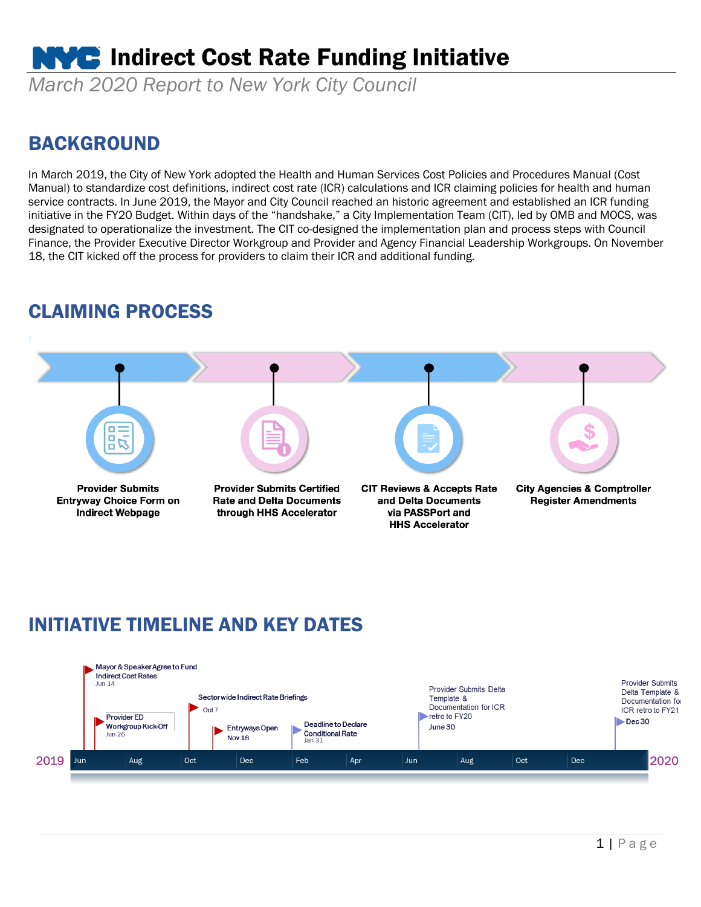# Indirect Cost Rate Funding Initiative

*March 2020 Report to New York City Council*

## BACKGROUND

In March 2019, the City of New York adopted the Health and Human Services Cost Policies and Procedures Manual (Cost Manual) to standardize cost definitions, indirect cost rate (ICR) calculations and ICR claiming policies for health and human service contracts. In June 2019, the Mayor and City Council reached an historic agreement and established an ICR funding initiative in the FY20 Budget. Within days of the "handshake," a City Implementation Team (CIT), led by OMB and MOCS, was designated to operationalize the investment. The CIT co-designed the implementation plan and process steps with Council Finance, the Provider Executive Director Workgroup and Provider and Agency Financial Leadership Workgroups. On November 18, the CIT kicked off the process for providers to claim their ICR and additional funding.

## CLAIMING PROCESS

1. **Provider Submits Entryway Choice Form on Indirect Webpage**
2. **Provider Submits Certified Rate and Delta Documents through HHS Accelerator**
3. **CIT Reviews & Accepts Rate and Delta Documents via PASSPort and HHS Accelerator**
4. **City Agencies & Comptroller Register Amendments**

## INITIATIVE TIMELINE AND KEY DATES

2019 – 2020

- Mayor & Speaker Agree to Fund Indirect Cost Rates – Jun 14
- Provider ED Workgroup Kick-Off – Jun 26
- Sectorwide Indirect Rate Briefings – Oct 7
- Entryways Open – Nov 18
- Deadline to Declare Conditional Rate – Jan 31
- Provider Submits Delta Template & Documentation for ICR retro to FY20 – June 30
- Provider Submits Delta Template & Documentation for ICR retro to FY21 – Dec 30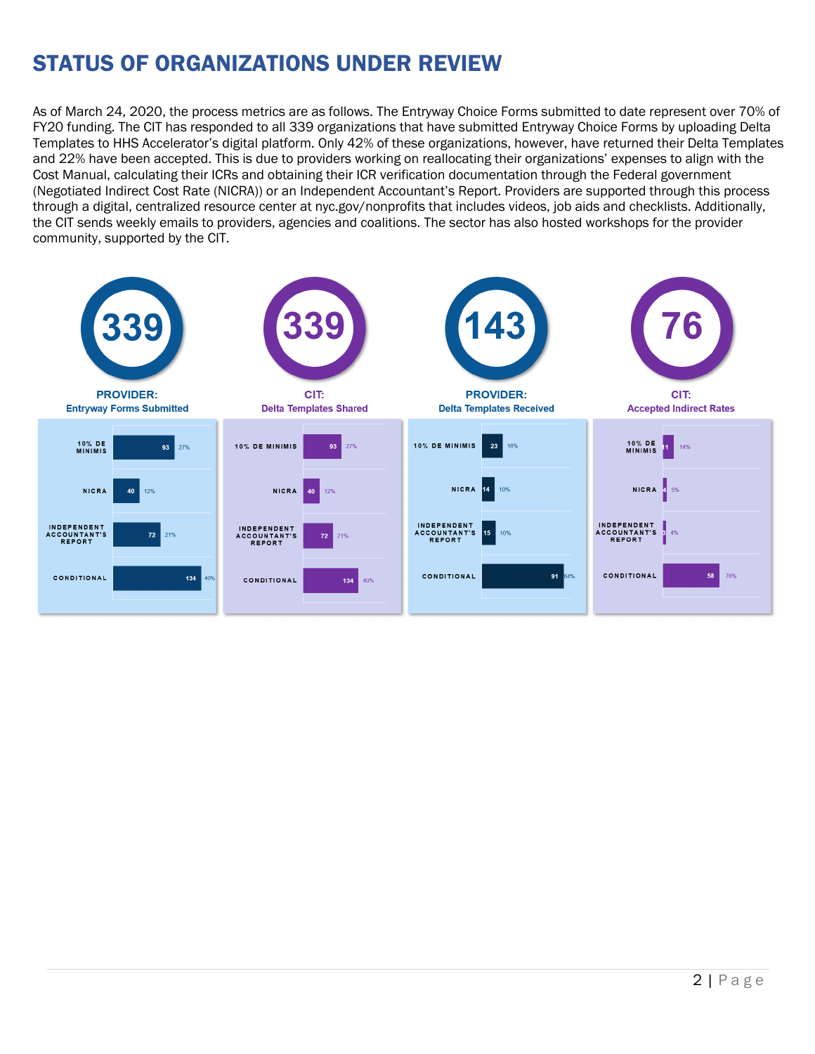# STATUS OF ORGANIZATIONS UNDER REVIEW

As of March 24, 2020, the process metrics are as follows. The Entryway Choice Forms submitted to date represent over 70% of FY20 funding. The CIT has responded to all 339 organizations that have submitted Entryway Choice Forms by uploading Delta Templates to HHS Accelerator's digital platform. Only 42% of these organizations, however, have returned their Delta Templates and 22% have been accepted. This is due to providers working on reallocating their organizations' expenses to align with the Cost Manual, calculating their ICRs and obtaining their ICR verification documentation through the Federal government (Negotiated Indirect Cost Rate (NICRA)) or an Independent Accountant's Report. Providers are supported through this process through a digital, centralized resource center at nyc.gov/nonprofits that includes videos, job aids and checklists. Additionally, the CIT sends weekly emails to providers, agencies and coalitions. The sector has also hosted workshops for the provider community, supported by the CIT.

| | PROVIDER: Entryway Forms Submitted | CIT: Delta Templates Shared | PROVIDER: Delta Templates Received | CIT: Accepted Indirect Rates |
|---|---|---|---|---|
| Total | 339 | 339 | 143 | 76 |
| 10% DE MINIMIS | 93 (27%) | 93 (27%) | 23 (16%) | 11 (14%) |
| NICRA | 40 (12%) | 40 (12%) | 14 (10%) | 4 (5%) |
| INDEPENDENT ACCOUNTANT'S REPORT | 72 (21%) | 72 (21%) | 15 (10%) | 3 (4%) |
| CONDITIONAL | 134 (40%) | 134 (40%) | 91 (64%) | 58 (76%) |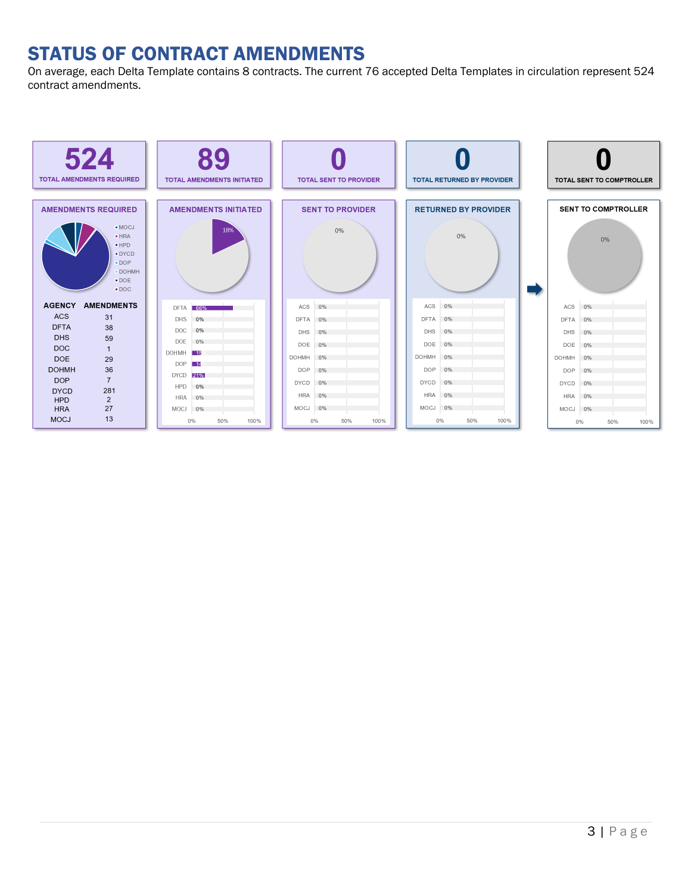# STATUS OF CONTRACT AMENDMENTS

On average, each Delta Template contains 8 contracts. The current 76 accepted Delta Templates in circulation represent 524 contract amendments.

**524**
TOTAL AMENDMENTS REQUIRED

**89**
TOTAL AMENDMENTS INITIATED

**0**
TOTAL SENT TO PROVIDER

**0**
TOTAL RETURNED BY PROVIDER

**0**
TOTAL SENT TO COMPTROLLER

## AMENDMENTS REQUIRED

MOCJ
HRA
HPD
DYCD
DOP
DOHMH
DOE
DOC

| AGENCY | AMENDMENTS |
|---|---|
| ACS | 31 |
| DFTA | 38 |
| DHS | 59 |
| DOC | 1 |
| DOE | 29 |
| DOHMH | 36 |
| DOP | 7 |
| DYCD | 281 |
| HPD | 2 |
| HRA | 27 |
| MOCJ | 13 |

## AMENDMENTS INITIATED

18%

DFTA 68%
DHS 0%
DOC 0%
DOE 0%
DOHMH 1
DOP 1
DYCD 21%
HPD 0%
HRA 0%
MOCJ 0%

0% 50% 100%

## SENT TO PROVIDER

0%

ACS 0%
DFTA 0%
DHS 0%
DOE 0%
DOHMH 0%
DOP 0%
DYCD 0%
HRA 0%
MOCJ 0%

0% 50% 100%

## RETURNED BY PROVIDER

0%

ACS 0%
DFTA 0%
DHS 0%
DOE 0%
DOHMH 0%
DOP 0%
DYCD 0%
HRA 0%
MOCJ 0%

0% 50% 100%

## SENT TO COMPTROLLER

0%

ACS 0%
DFTA 0%
DHS 0%
DOE 0%
DOHMH 0%
DOP 0%
DYCD 0%
HRA 0%
MOCJ 0%

0% 50% 100%